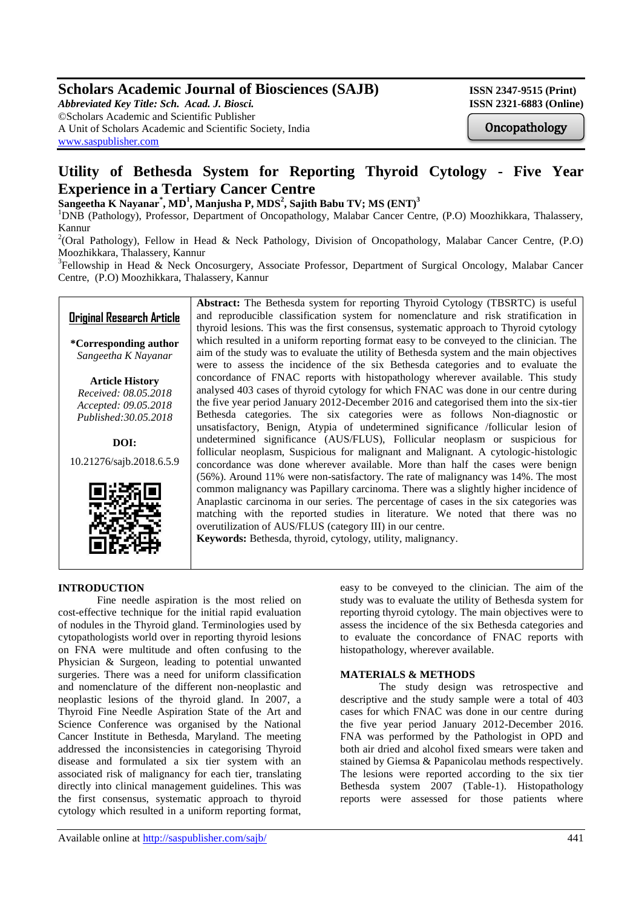Scholars Academic Journal of Biosciences (SAJB)
*Abbreviated Key Title: Sch. Acad. J. Biosci.*
©Scholars Academic and Scientific Publisher
A Unit of Scholars Academic and Scientific Society, India
www.saspublisher.com

ISSN 2347-9515 (Print)
ISSN 2321-6883 (Online)

Oncopathology

# Utility of Bethesda System for Reporting Thyroid Cytology - Five Year Experience in a Tertiary Cancer Centre

**Sangeetha K Nayanar*, MD[1], Manjusha P, MDS[2], Sajith Babu TV; MS (ENT)[3]**

[1]DNB (Pathology), Professor, Department of Oncopathology, Malabar Cancer Centre, (P.O) Moozhikkara, Thalassery, Kannur

[2](Oral Pathology), Fellow in Head & Neck Pathology, Division of Oncopathology, Malabar Cancer Centre, (P.O) Moozhikkara, Thalassery, Kannur

[3]Fellowship in Head & Neck Oncosurgery, Associate Professor, Department of Surgical Oncology, Malabar Cancer Centre, (P.O) Moozhikkara, Thalassery, Kannur

**Original Research Article**

**\*Corresponding author**
*Sangeetha K Nayanar*

**Article History**
*Received: 08.05.2018*
*Accepted: 09.05.2018*
*Published:30.05.2018*

**DOI:**
10.21276/sajb.2018.6.5.9

**Abstract:** The Bethesda system for reporting Thyroid Cytology (TBSRTC) is useful and reproducible classification system for nomenclature and risk stratification in thyroid lesions. This was the first consensus, systematic approach to Thyroid cytology which resulted in a uniform reporting format easy to be conveyed to the clinician. The aim of the study was to evaluate the utility of Bethesda system and the main objectives were to assess the incidence of the six Bethesda categories and to evaluate the concordance of FNAC reports with histopathology wherever available. This study analysed 403 cases of thyroid cytology for which FNAC was done in our centre during the five year period January 2012-December 2016 and categorised them into the six-tier Bethesda categories. The six categories were as follows Non-diagnostic or unsatisfactory, Benign, Atypia of undetermined significance /follicular lesion of undetermined significance (AUS/FLUS), Follicular neoplasm or suspicious for follicular neoplasm, Suspicious for malignant and Malignant. A cytologic-histologic concordance was done wherever available. More than half the cases were benign (56%). Around 11% were non-satisfactory. The rate of malignancy was 14%. The most common malignancy was Papillary carcinoma. There was a slightly higher incidence of Anaplastic carcinoma in our series. The percentage of cases in the six categories was matching with the reported studies in literature. We noted that there was no overutilization of AUS/FLUS (category III) in our centre.

**Keywords:** Bethesda, thyroid, cytology, utility, malignancy.

## INTRODUCTION

Fine needle aspiration is the most relied on cost-effective technique for the initial rapid evaluation of nodules in the Thyroid gland. Terminologies used by cytopathologists world over in reporting thyroid lesions on FNA were multitude and often confusing to the Physician & Surgeon, leading to potential unwanted surgeries. There was a need for uniform classification and nomenclature of the different non-neoplastic and neoplastic lesions of the thyroid gland. In 2007, a Thyroid Fine Needle Aspiration State of the Art and Science Conference was organised by the National Cancer Institute in Bethesda, Maryland. The meeting addressed the inconsistencies in categorising Thyroid disease and formulated a six tier system with an associated risk of malignancy for each tier, translating directly into clinical management guidelines. This was the first consensus, systematic approach to thyroid cytology which resulted in a uniform reporting format, easy to be conveyed to the clinician. The aim of the study was to evaluate the utility of Bethesda system for reporting thyroid cytology. The main objectives were to assess the incidence of the six Bethesda categories and to evaluate the concordance of FNAC reports with histopathology, wherever available.

## MATERIALS & METHODS

The study design was retrospective and descriptive and the study sample were a total of 403 cases for which FNAC was done in our centre during the five year period January 2012-December 2016. FNA was performed by the Pathologist in OPD and both air dried and alcohol fixed smears were taken and stained by Giemsa & Papanicolau methods respectively. The lesions were reported according to the six tier Bethesda system 2007 (Table-1). Histopathology reports were assessed for those patients where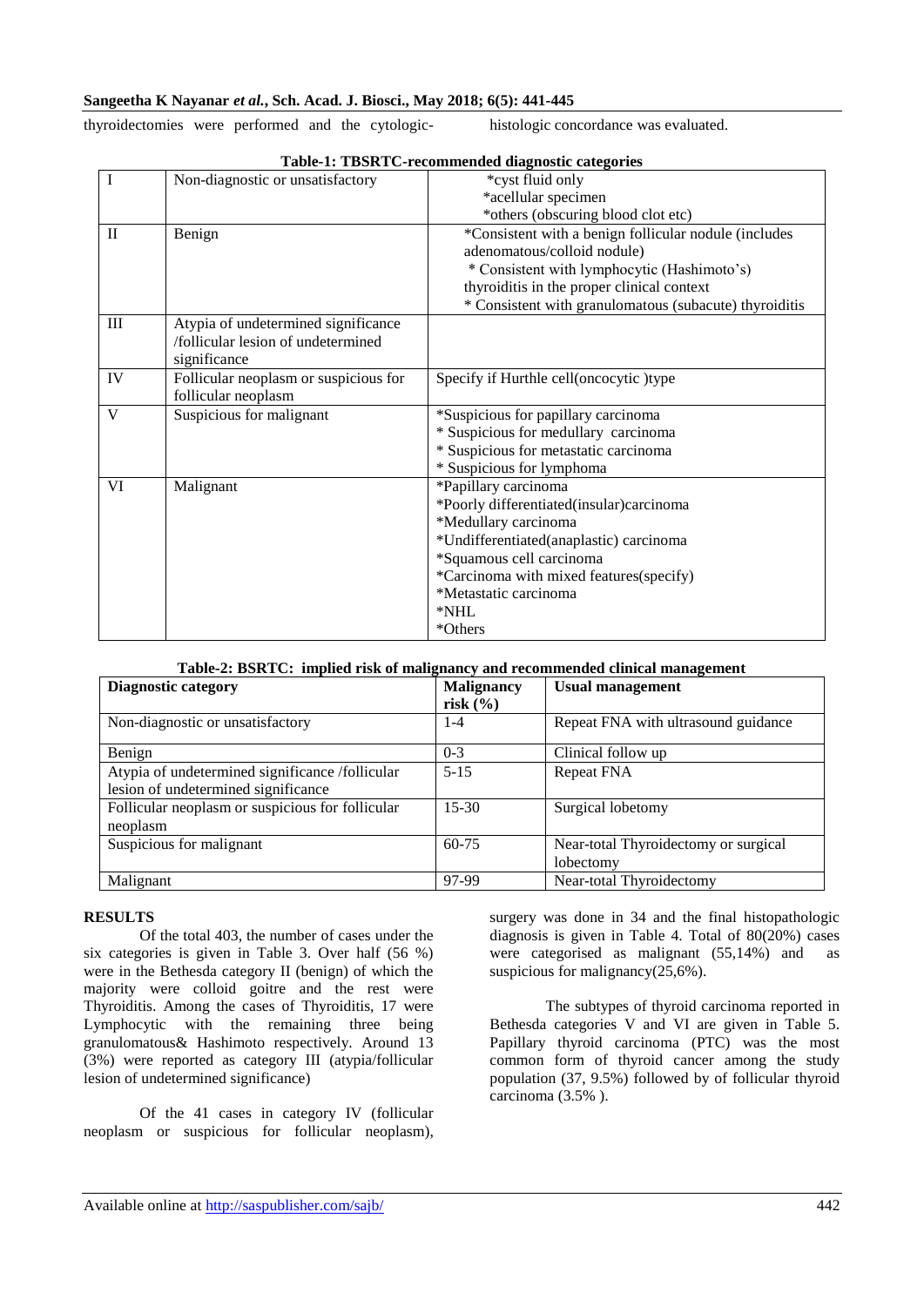thyroidectomies were performed and the cytologic-histologic concordance was evaluated.

**Table-1: TBSRTC-recommended diagnostic categories**

| | | |
|---|---|---|
| I | Non-diagnostic or unsatisfactory | *cyst fluid only<br>*acellular specimen<br>*others (obscuring blood clot etc) |
| II | Benign | *Consistent with a benign follicular nodule (includes adenomatous/colloid nodule)<br>* Consistent with lymphocytic (Hashimoto's) thyroiditis in the proper clinical context<br>* Consistent with granulomatous (subacute) thyroiditis |
| III | Atypia of undetermined significance /follicular lesion of undetermined significance | |
| IV | Follicular neoplasm or suspicious for follicular neoplasm | Specify if Hurthle cell(oncocytic )type |
| V | Suspicious for malignant | *Suspicious for papillary carcinoma<br>* Suspicious for medullary carcinoma<br>* Suspicious for metastatic carcinoma<br>* Suspicious for lymphoma |
| VI | Malignant | *Papillary carcinoma<br>*Poorly differentiated(insular)carcinoma<br>*Medullary carcinoma<br>*Undifferentiated(anaplastic) carcinoma<br>*Squamous cell carcinoma<br>*Carcinoma with mixed features(specify)<br>*Metastatic carcinoma<br>*NHL<br>*Others |

**Table-2: BSRTC: implied risk of malignancy and recommended clinical management**

| Diagnostic category | Malignancy risk (%) | Usual management |
|---|---|---|
| Non-diagnostic or unsatisfactory | 1-4 | Repeat FNA with ultrasound guidance |
| Benign | 0-3 | Clinical follow up |
| Atypia of undetermined significance /follicular lesion of undetermined significance | 5-15 | Repeat FNA |
| Follicular neoplasm or suspicious for follicular neoplasm | 15-30 | Surgical lobetomy |
| Suspicious for malignant | 60-75 | Near-total Thyroidectomy or surgical lobectomy |
| Malignant | 97-99 | Near-total Thyroidectomy |

## RESULTS

Of the total 403, the number of cases under the six categories is given in Table 3. Over half (56 %) were in the Bethesda category II (benign) of which the majority were colloid goitre and the rest were Thyroiditis. Among the cases of Thyroiditis, 17 were Lymphocytic with the remaining three being granulomatous& Hashimoto respectively. Around 13 (3%) were reported as category III (atypia/follicular lesion of undetermined significance)

Of the 41 cases in category IV (follicular neoplasm or suspicious for follicular neoplasm), surgery was done in 34 and the final histopathologic diagnosis is given in Table 4. Total of 80(20%) cases were categorised as malignant (55,14%) and as suspicious for malignancy(25,6%).

The subtypes of thyroid carcinoma reported in Bethesda categories V and VI are given in Table 5. Papillary thyroid carcinoma (PTC) was the most common form of thyroid cancer among the study population (37, 9.5%) followed by of follicular thyroid carcinoma (3.5% ).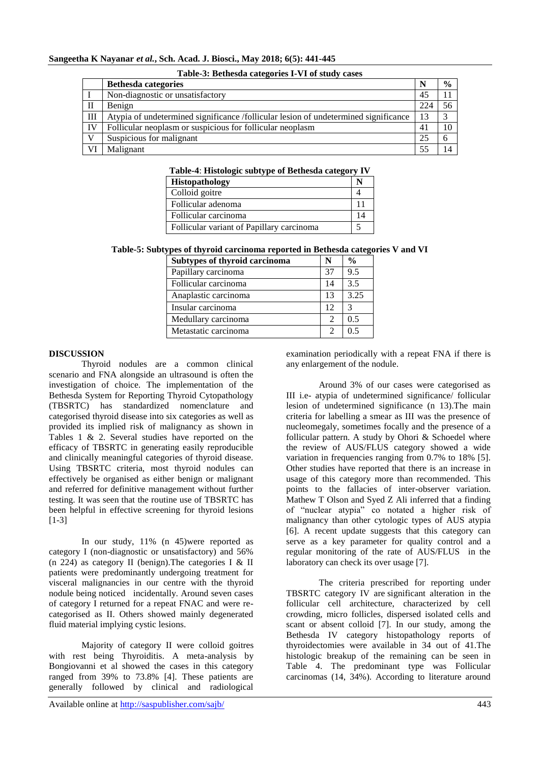**Table-3: Bethesda categories I-VI of study cases**

| | Bethesda categories | N | % |
|---|---|---|---|
| I | Non-diagnostic or unsatisfactory | 45 | 11 |
| II | Benign | 224 | 56 |
| III | Atypia of undetermined significance /follicular lesion of undetermined significance | 13 | 3 |
| IV | Follicular neoplasm or suspicious for follicular neoplasm | 41 | 10 |
| V | Suspicious for malignant | 25 | 6 |
| VI | Malignant | 55 | 14 |

**Table-4**: **Histologic subtype of Bethesda category IV**

| Histopathology | N |
|---|---|
| Colloid goitre | 4 |
| Follicular adenoma | 11 |
| Follicular carcinoma | 14 |
| Follicular variant of Papillary carcinoma | 5 |

**Table-5: Subtypes of thyroid carcinoma reported in Bethesda categories V and VI**

| Subtypes of thyroid carcinoma | N | % |
|---|---|---|
| Papillary carcinoma | 37 | 9.5 |
| Follicular carcinoma | 14 | 3.5 |
| Anaplastic carcinoma | 13 | 3.25 |
| Insular carcinoma | 12 | 3 |
| Medullary carcinoma | 2 | 0.5 |
| Metastatic carcinoma | 2 | 0.5 |

## DISCUSSION

Thyroid nodules are a common clinical scenario and FNA alongside an ultrasound is often the investigation of choice. The implementation of the Bethesda System for Reporting Thyroid Cytopathology (TBSRTC) has standardized nomenclature and categorised thyroid disease into six categories as well as provided its implied risk of malignancy as shown in Tables 1 & 2. Several studies have reported on the efficacy of TBSRTC in generating easily reproducible and clinically meaningful categories of thyroid disease. Using TBSRTC criteria, most thyroid nodules can effectively be organised as either benign or malignant and referred for definitive management without further testing. It was seen that the routine use of TBSRTC has been helpful in effective screening for thyroid lesions [1-3]

In our study, 11% (n 45)were reported as category I (non-diagnostic or unsatisfactory) and 56% (n 224) as category II (benign).The categories I & II patients were predominantly undergoing treatment for visceral malignancies in our centre with the thyroid nodule being noticed incidentally. Around seven cases of category I returned for a repeat FNAC and were re-categorised as II. Others showed mainly degenerated fluid material implying cystic lesions.

Majority of category II were colloid goitres with rest being Thyroiditis. A meta-analysis by Bongiovanni et al showed the cases in this category ranged from 39% to 73.8% [4]. These patients are generally followed by clinical and radiological examination periodically with a repeat FNA if there is any enlargement of the nodule.

Around 3% of our cases were categorised as III i.e- atypia of undetermined significance/ follicular lesion of undetermined significance (n 13).The main criteria for labelling a smear as III was the presence of nucleomegaly, sometimes focally and the presence of a follicular pattern. A study by Ohori & Schoedel where the review of AUS/FLUS category showed a wide variation in frequencies ranging from 0.7% to 18% [5]. Other studies have reported that there is an increase in usage of this category more than recommended. This points to the fallacies of inter-observer variation. Mathew T Olson and Syed Z Ali inferred that a finding of "nuclear atypia" co notated a higher risk of malignancy than other cytologic types of AUS atypia [6]. A recent update suggests that this category can serve as a key parameter for quality control and a regular monitoring of the rate of AUS/FLUS in the laboratory can check its over usage [7].

The criteria prescribed for reporting under TBSRTC category IV are significant alteration in the follicular cell architecture, characterized by cell crowding, micro follicles, dispersed isolated cells and scant or absent colloid [7]. In our study, among the Bethesda IV category histopathology reports of thyroidectomies were available in 34 out of 41.The histologic breakup of the remaining can be seen in Table 4. The predominant type was Follicular carcinomas (14, 34%). According to literature around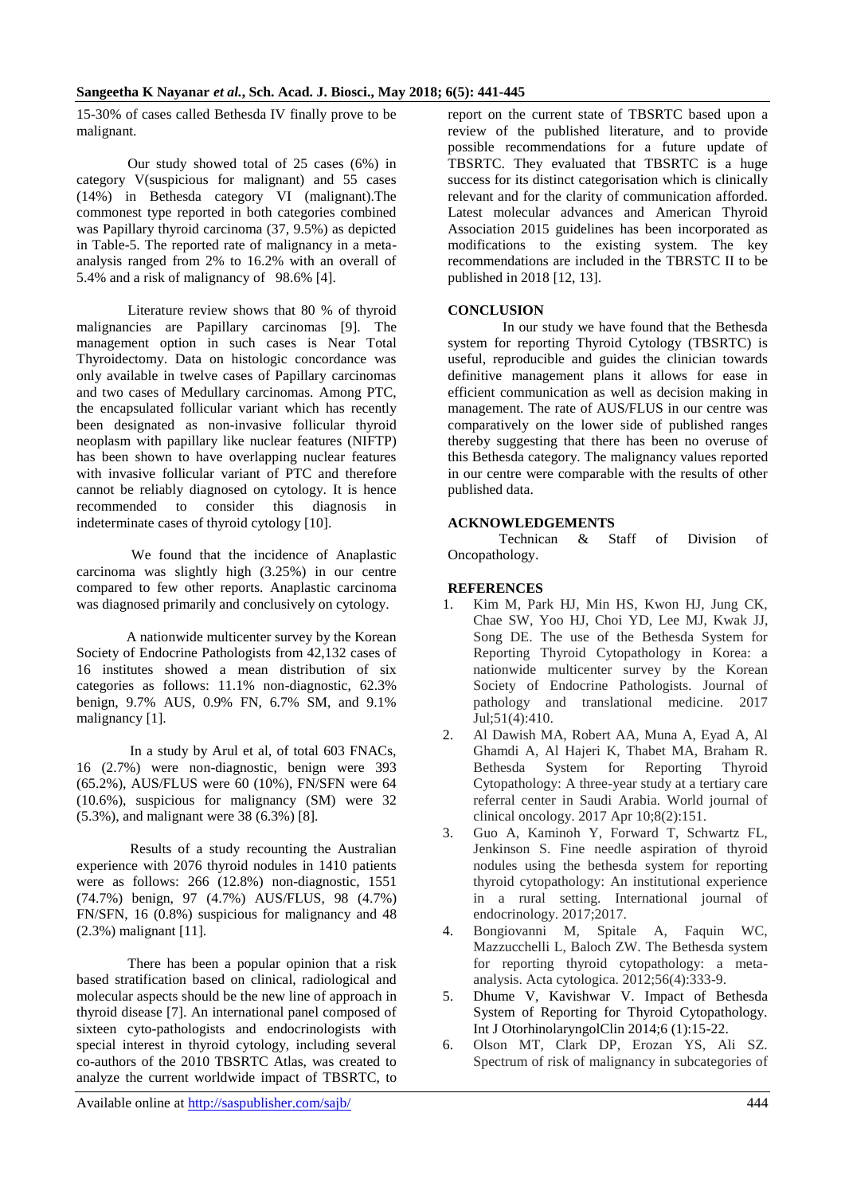15-30% of cases called Bethesda IV finally prove to be malignant.

Our study showed total of 25 cases (6%) in category V(suspicious for malignant) and 55 cases (14%) in Bethesda category VI (malignant).The commonest type reported in both categories combined was Papillary thyroid carcinoma (37, 9.5%) as depicted in Table-5. The reported rate of malignancy in a meta-analysis ranged from 2% to 16.2% with an overall of 5.4% and a risk of malignancy of 98.6% [4].

Literature review shows that 80 % of thyroid malignancies are Papillary carcinomas [9]. The management option in such cases is Near Total Thyroidectomy. Data on histologic concordance was only available in twelve cases of Papillary carcinomas and two cases of Medullary carcinomas. Among PTC, the encapsulated follicular variant which has recently been designated as non-invasive follicular thyroid neoplasm with papillary like nuclear features (NIFTP) has been shown to have overlapping nuclear features with invasive follicular variant of PTC and therefore cannot be reliably diagnosed on cytology. It is hence recommended to consider this diagnosis in indeterminate cases of thyroid cytology [10].

We found that the incidence of Anaplastic carcinoma was slightly high (3.25%) in our centre compared to few other reports. Anaplastic carcinoma was diagnosed primarily and conclusively on cytology.

A nationwide multicenter survey by the Korean Society of Endocrine Pathologists from 42,132 cases of 16 institutes showed a mean distribution of six categories as follows: 11.1% non-diagnostic, 62.3% benign, 9.7% AUS, 0.9% FN, 6.7% SM, and 9.1% malignancy [1].

In a study by Arul et al, of total 603 FNACs, 16 (2.7%) were non-diagnostic, benign were 393 (65.2%), AUS/FLUS were 60 (10%), FN/SFN were 64 (10.6%), suspicious for malignancy (SM) were 32 (5.3%), and malignant were 38 (6.3%) [8].

Results of a study recounting the Australian experience with 2076 thyroid nodules in 1410 patients were as follows: 266 (12.8%) non-diagnostic, 1551 (74.7%) benign, 97 (4.7%) AUS/FLUS, 98 (4.7%) FN/SFN, 16 (0.8%) suspicious for malignancy and 48 (2.3%) malignant [11].

There has been a popular opinion that a risk based stratification based on clinical, radiological and molecular aspects should be the new line of approach in thyroid disease [7]. An international panel composed of sixteen cyto-pathologists and endocrinologists with special interest in thyroid cytology, including several co-authors of the 2010 TBSRTC Atlas, was created to analyze the current worldwide impact of TBSRTC, to report on the current state of TBSRTC based upon a review of the published literature, and to provide possible recommendations for a future update of TBSRTC. They evaluated that TBSRTC is a huge success for its distinct categorisation which is clinically relevant and for the clarity of communication afforded. Latest molecular advances and American Thyroid Association 2015 guidelines has been incorporated as modifications to the existing system. The key recommendations are included in the TBRSTC II to be published in 2018 [12, 13].

## CONCLUSION

In our study we have found that the Bethesda system for reporting Thyroid Cytology (TBSRTC) is useful, reproducible and guides the clinician towards definitive management plans it allows for ease in efficient communication as well as decision making in management. The rate of AUS/FLUS in our centre was comparatively on the lower side of published ranges thereby suggesting that there has been no overuse of this Bethesda category. The malignancy values reported in our centre were comparable with the results of other published data.

## ACKNOWLEDGEMENTS

Technican & Staff of Division of Oncopathology.

## REFERENCES

1. Kim M, Park HJ, Min HS, Kwon HJ, Jung CK, Chae SW, Yoo HJ, Choi YD, Lee MJ, Kwak JJ, Song DE. The use of the Bethesda System for Reporting Thyroid Cytopathology in Korea: a nationwide multicenter survey by the Korean Society of Endocrine Pathologists. Journal of pathology and translational medicine. 2017 Jul;51(4):410.
2. Al Dawish MA, Robert AA, Muna A, Eyad A, Al Ghamdi A, Al Hajeri K, Thabet MA, Braham R. Bethesda System for Reporting Thyroid Cytopathology: A three-year study at a tertiary care referral center in Saudi Arabia. World journal of clinical oncology. 2017 Apr 10;8(2):151.
3. Guo A, Kaminoh Y, Forward T, Schwartz FL, Jenkinson S. Fine needle aspiration of thyroid nodules using the bethesda system for reporting thyroid cytopathology: An institutional experience in a rural setting. International journal of endocrinology. 2017;2017.
4. Bongiovanni M, Spitale A, Faquin WC, Mazzucchelli L, Baloch ZW. The Bethesda system for reporting thyroid cytopathology: a meta-analysis. Acta cytologica. 2012;56(4):333-9.
5. Dhume V, Kavishwar V. Impact of Bethesda System of Reporting for Thyroid Cytopathology. Int J OtorhinolaryngolClin 2014;6 (1):15-22.
6. Olson MT, Clark DP, Erozan YS, Ali SZ. Spectrum of risk of malignancy in subcategories of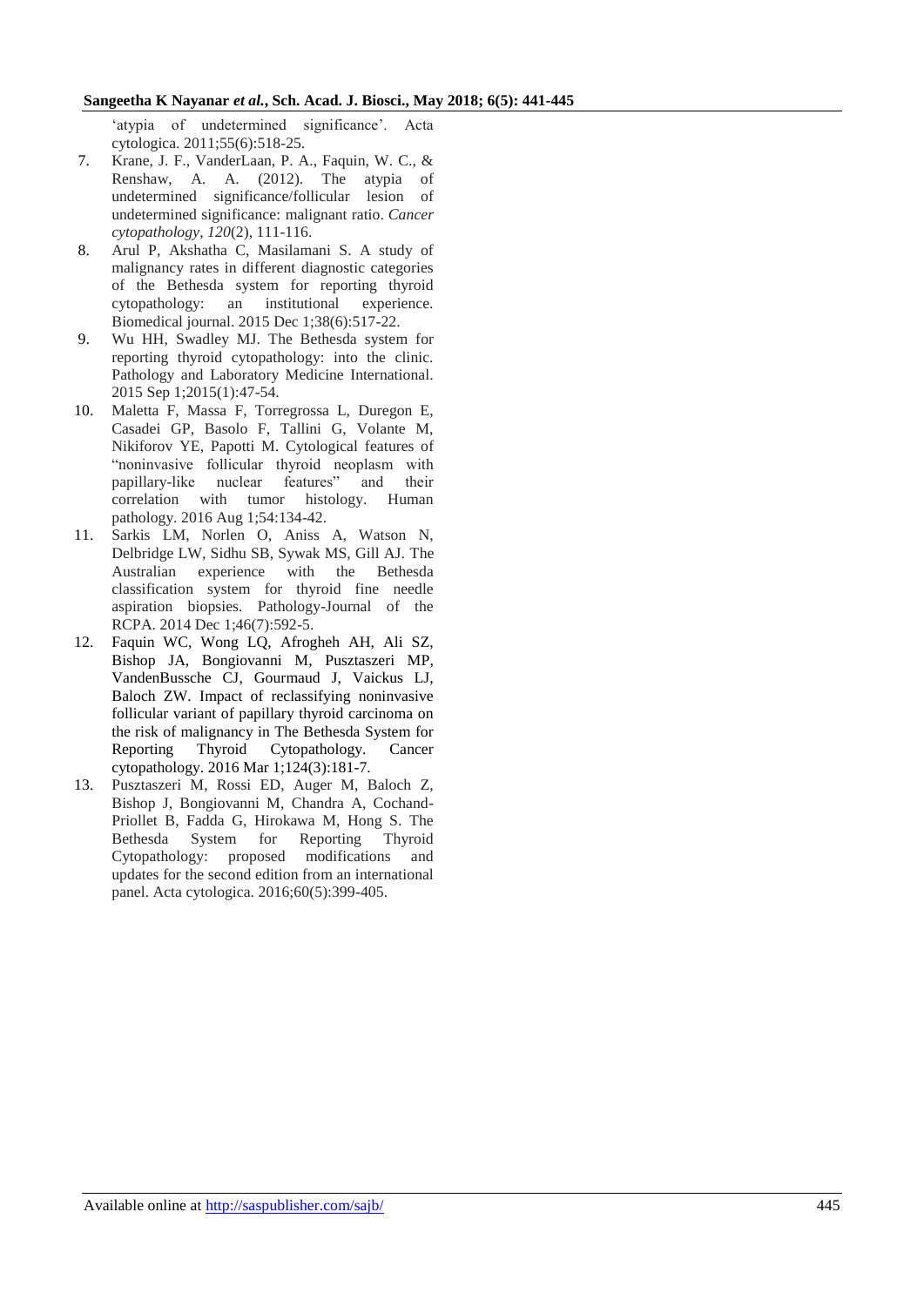'atypia of undetermined significance'. Acta cytologica. 2011;55(6):518-25.

7. Krane, J. F., VanderLaan, P. A., Faquin, W. C., & Renshaw, A. A. (2012). The atypia of undetermined significance/follicular lesion of undetermined significance: malignant ratio. *Cancer cytopathology*, *120*(2), 111-116.
8. Arul P, Akshatha C, Masilamani S. A study of malignancy rates in different diagnostic categories of the Bethesda system for reporting thyroid cytopathology: an institutional experience. Biomedical journal. 2015 Dec 1;38(6):517-22.
9. Wu HH, Swadley MJ. The Bethesda system for reporting thyroid cytopathology: into the clinic. Pathology and Laboratory Medicine International. 2015 Sep 1;2015(1):47-54.
10. Maletta F, Massa F, Torregrossa L, Duregon E, Casadei GP, Basolo F, Tallini G, Volante M, Nikiforov YE, Papotti M. Cytological features of "noninvasive follicular thyroid neoplasm with papillary-like nuclear features" and their correlation with tumor histology. Human pathology. 2016 Aug 1;54:134-42.
11. Sarkis LM, Norlen O, Aniss A, Watson N, Delbridge LW, Sidhu SB, Sywak MS, Gill AJ. The Australian experience with the Bethesda classification system for thyroid fine needle aspiration biopsies. Pathology-Journal of the RCPA. 2014 Dec 1;46(7):592-5.
12. Faquin WC, Wong LQ, Afrogheh AH, Ali SZ, Bishop JA, Bongiovanni M, Pusztaszeri MP, VandenBussche CJ, Gourmaud J, Vaickus LJ, Baloch ZW. Impact of reclassifying noninvasive follicular variant of papillary thyroid carcinoma on the risk of malignancy in The Bethesda System for Reporting Thyroid Cytopathology. Cancer cytopathology. 2016 Mar 1;124(3):181-7.
13. Pusztaszeri M, Rossi ED, Auger M, Baloch Z, Bishop J, Bongiovanni M, Chandra A, Cochand-Priollet B, Fadda G, Hirokawa M, Hong S. The Bethesda System for Reporting Thyroid Cytopathology: proposed modifications and updates for the second edition from an international panel. Acta cytologica. 2016;60(5):399-405.